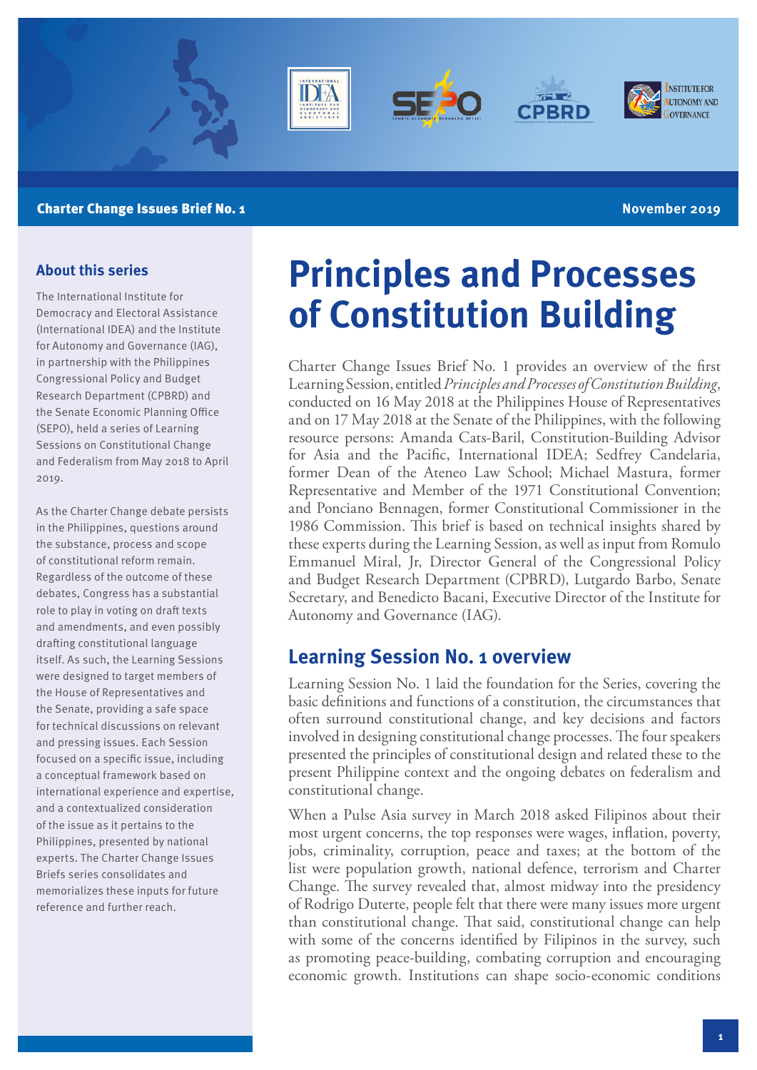**Charter Change Issues Brief No. 1** — **November 2019**

## About this series

The International Institute for Democracy and Electoral Assistance (International IDEA) and the Institute for Autonomy and Governance (IAG), in partnership with the Philippines Congressional Policy and Budget Research Department (CPBRD) and the Senate Economic Planning Office (SEPO), held a series of Learning Sessions on Constitutional Change and Federalism from May 2018 to April 2019.

As the Charter Change debate persists in the Philippines, questions around the substance, process and scope of constitutional reform remain. Regardless of the outcome of these debates, Congress has a substantial role to play in voting on draft texts and amendments, and even possibly drafting constitutional language itself. As such, the Learning Sessions were designed to target members of the House of Representatives and the Senate, providing a safe space for technical discussions on relevant and pressing issues. Each Session focused on a specific issue, including a conceptual framework based on international experience and expertise, and a contextualized consideration of the issue as it pertains to the Philippines, presented by national experts. The Charter Change Issues Briefs series consolidates and memorializes these inputs for future reference and further reach.

# Principles and Processes of Constitution Building

Charter Change Issues Brief No. 1 provides an overview of the first Learning Session, entitled *Principles and Processes of Constitution Building*, conducted on 16 May 2018 at the Philippines House of Representatives and on 17 May 2018 at the Senate of the Philippines, with the following resource persons: Amanda Cats-Baril, Constitution-Building Advisor for Asia and the Pacific, International IDEA; Sedfrey Candelaria, former Dean of the Ateneo Law School; Michael Mastura, former Representative and Member of the 1971 Constitutional Convention; and Ponciano Bennagen, former Constitutional Commissioner in the 1986 Commission. This brief is based on technical insights shared by these experts during the Learning Session, as well as input from Romulo Emmanuel Miral, Jr, Director General of the Congressional Policy and Budget Research Department (CPBRD), Lutgardo Barbo, Senate Secretary, and Benedicto Bacani, Executive Director of the Institute for Autonomy and Governance (IAG).

## Learning Session No. 1 overview

Learning Session No. 1 laid the foundation for the Series, covering the basic definitions and functions of a constitution, the circumstances that often surround constitutional change, and key decisions and factors involved in designing constitutional change processes. The four speakers presented the principles of constitutional design and related these to the present Philippine context and the ongoing debates on federalism and constitutional change.

When a Pulse Asia survey in March 2018 asked Filipinos about their most urgent concerns, the top responses were wages, inflation, poverty, jobs, criminality, corruption, peace and taxes; at the bottom of the list were population growth, national defence, terrorism and Charter Change. The survey revealed that, almost midway into the presidency of Rodrigo Duterte, people felt that there were many issues more urgent than constitutional change. That said, constitutional change can help with some of the concerns identified by Filipinos in the survey, such as promoting peace-building, combating corruption and encouraging economic growth. Institutions can shape socio-economic conditions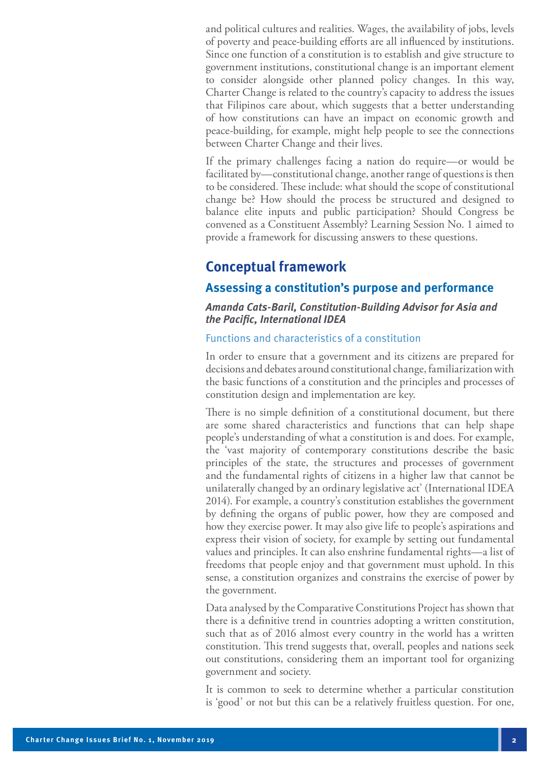and political cultures and realities. Wages, the availability of jobs, levels of poverty and peace-building efforts are all influenced by institutions. Since one function of a constitution is to establish and give structure to government institutions, constitutional change is an important element to consider alongside other planned policy changes. In this way, Charter Change is related to the country's capacity to address the issues that Filipinos care about, which suggests that a better understanding of how constitutions can have an impact on economic growth and peace-building, for example, might help people to see the connections between Charter Change and their lives.

If the primary challenges facing a nation do require—or would be facilitated by—constitutional change, another range of questions is then to be considered. These include: what should the scope of constitutional change be? How should the process be structured and designed to balance elite inputs and public participation? Should Congress be convened as a Constituent Assembly? Learning Session No. 1 aimed to provide a framework for discussing answers to these questions.

## Conceptual framework

### Assessing a constitution's purpose and performance

***Amanda Cats-Baril, Constitution-Building Advisor for Asia and the Pacific, International IDEA***

#### Functions and characteristics of a constitution

In order to ensure that a government and its citizens are prepared for decisions and debates around constitutional change, familiarization with the basic functions of a constitution and the principles and processes of constitution design and implementation are key.

There is no simple definition of a constitutional document, but there are some shared characteristics and functions that can help shape people's understanding of what a constitution is and does. For example, the 'vast majority of contemporary constitutions describe the basic principles of the state, the structures and processes of government and the fundamental rights of citizens in a higher law that cannot be unilaterally changed by an ordinary legislative act' (International IDEA 2014). For example, a country's constitution establishes the government by defining the organs of public power, how they are composed and how they exercise power. It may also give life to people's aspirations and express their vision of society, for example by setting out fundamental values and principles. It can also enshrine fundamental rights—a list of freedoms that people enjoy and that government must uphold. In this sense, a constitution organizes and constrains the exercise of power by the government.

Data analysed by the Comparative Constitutions Project has shown that there is a definitive trend in countries adopting a written constitution, such that as of 2016 almost every country in the world has a written constitution. This trend suggests that, overall, peoples and nations seek out constitutions, considering them an important tool for organizing government and society.

It is common to seek to determine whether a particular constitution is 'good' or not but this can be a relatively fruitless question. For one,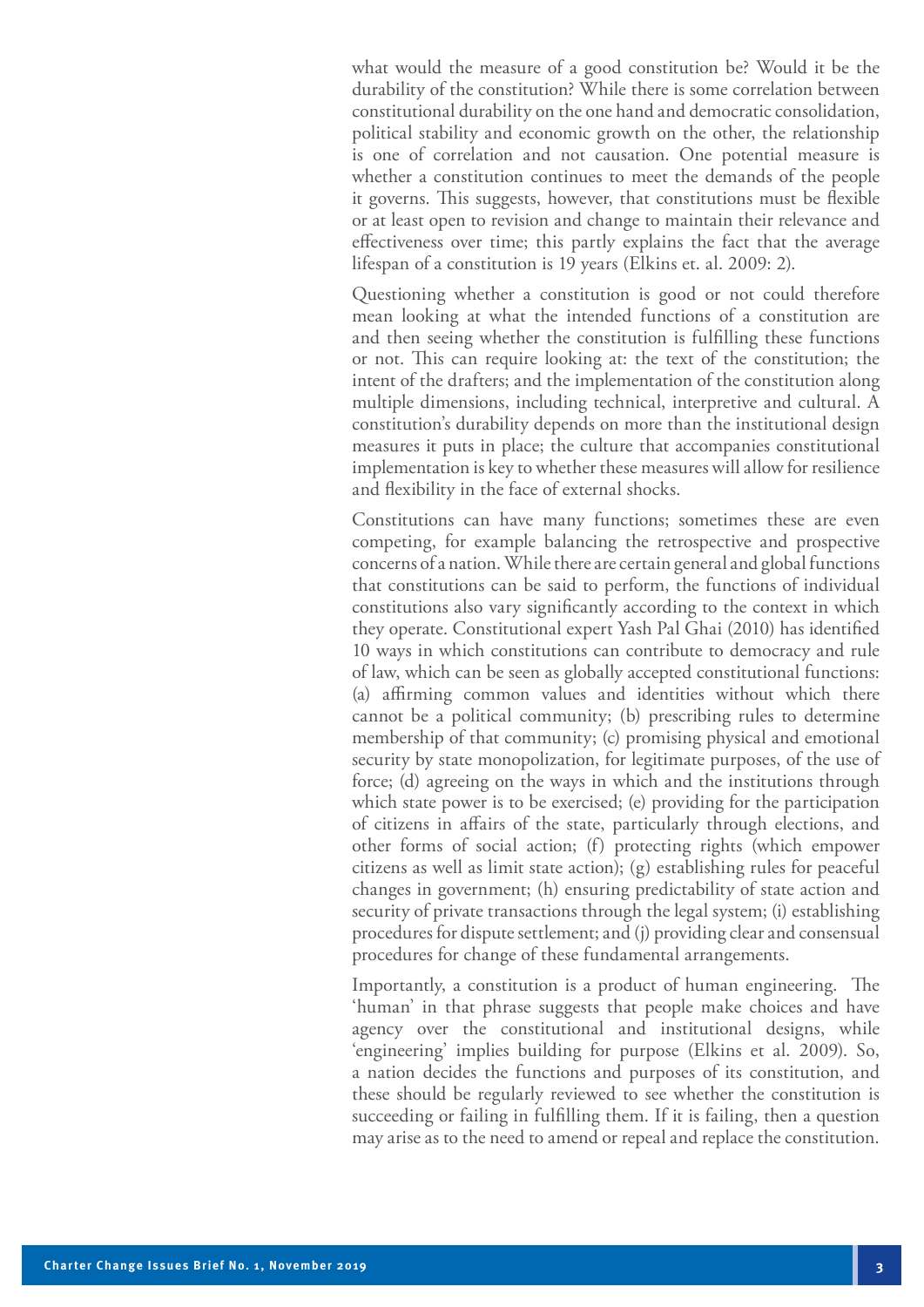what would the measure of a good constitution be? Would it be the durability of the constitution? While there is some correlation between constitutional durability on the one hand and democratic consolidation, political stability and economic growth on the other, the relationship is one of correlation and not causation. One potential measure is whether a constitution continues to meet the demands of the people it governs. This suggests, however, that constitutions must be flexible or at least open to revision and change to maintain their relevance and effectiveness over time; this partly explains the fact that the average lifespan of a constitution is 19 years (Elkins et. al. 2009: 2).

Questioning whether a constitution is good or not could therefore mean looking at what the intended functions of a constitution are and then seeing whether the constitution is fulfilling these functions or not. This can require looking at: the text of the constitution; the intent of the drafters; and the implementation of the constitution along multiple dimensions, including technical, interpretive and cultural. A constitution's durability depends on more than the institutional design measures it puts in place; the culture that accompanies constitutional implementation is key to whether these measures will allow for resilience and flexibility in the face of external shocks.

Constitutions can have many functions; sometimes these are even competing, for example balancing the retrospective and prospective concerns of a nation. While there are certain general and global functions that constitutions can be said to perform, the functions of individual constitutions also vary significantly according to the context in which they operate. Constitutional expert Yash Pal Ghai (2010) has identified 10 ways in which constitutions can contribute to democracy and rule of law, which can be seen as globally accepted constitutional functions: (a) affirming common values and identities without which there cannot be a political community; (b) prescribing rules to determine membership of that community; (c) promising physical and emotional security by state monopolization, for legitimate purposes, of the use of force; (d) agreeing on the ways in which and the institutions through which state power is to be exercised; (e) providing for the participation of citizens in affairs of the state, particularly through elections, and other forms of social action; (f) protecting rights (which empower citizens as well as limit state action); (g) establishing rules for peaceful changes in government; (h) ensuring predictability of state action and security of private transactions through the legal system; (i) establishing procedures for dispute settlement; and (j) providing clear and consensual procedures for change of these fundamental arrangements.

Importantly, a constitution is a product of human engineering. The 'human' in that phrase suggests that people make choices and have agency over the constitutional and institutional designs, while 'engineering' implies building for purpose (Elkins et al. 2009). So, a nation decides the functions and purposes of its constitution, and these should be regularly reviewed to see whether the constitution is succeeding or failing in fulfilling them. If it is failing, then a question may arise as to the need to amend or repeal and replace the constitution.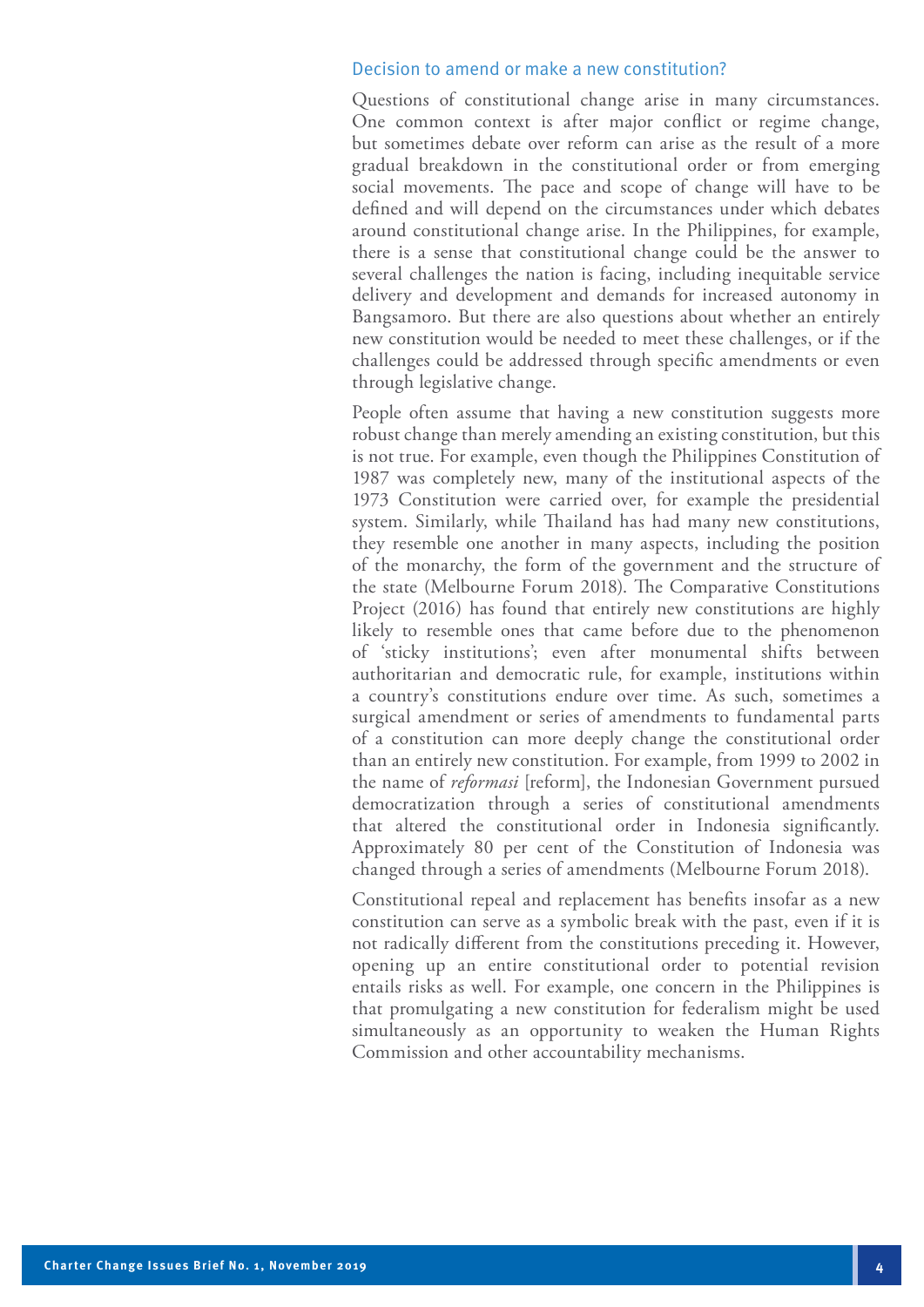## Decision to amend or make a new constitution?

Questions of constitutional change arise in many circumstances. One common context is after major conflict or regime change, but sometimes debate over reform can arise as the result of a more gradual breakdown in the constitutional order or from emerging social movements. The pace and scope of change will have to be defined and will depend on the circumstances under which debates around constitutional change arise. In the Philippines, for example, there is a sense that constitutional change could be the answer to several challenges the nation is facing, including inequitable service delivery and development and demands for increased autonomy in Bangsamoro. But there are also questions about whether an entirely new constitution would be needed to meet these challenges, or if the challenges could be addressed through specific amendments or even through legislative change.

People often assume that having a new constitution suggests more robust change than merely amending an existing constitution, but this is not true. For example, even though the Philippines Constitution of 1987 was completely new, many of the institutional aspects of the 1973 Constitution were carried over, for example the presidential system. Similarly, while Thailand has had many new constitutions, they resemble one another in many aspects, including the position of the monarchy, the form of the government and the structure of the state (Melbourne Forum 2018). The Comparative Constitutions Project (2016) has found that entirely new constitutions are highly likely to resemble ones that came before due to the phenomenon of 'sticky institutions'; even after monumental shifts between authoritarian and democratic rule, for example, institutions within a country's constitutions endure over time. As such, sometimes a surgical amendment or series of amendments to fundamental parts of a constitution can more deeply change the constitutional order than an entirely new constitution. For example, from 1999 to 2002 in the name of *reformasi* [reform], the Indonesian Government pursued democratization through a series of constitutional amendments that altered the constitutional order in Indonesia significantly. Approximately 80 per cent of the Constitution of Indonesia was changed through a series of amendments (Melbourne Forum 2018).

Constitutional repeal and replacement has benefits insofar as a new constitution can serve as a symbolic break with the past, even if it is not radically different from the constitutions preceding it. However, opening up an entire constitutional order to potential revision entails risks as well. For example, one concern in the Philippines is that promulgating a new constitution for federalism might be used simultaneously as an opportunity to weaken the Human Rights Commission and other accountability mechanisms.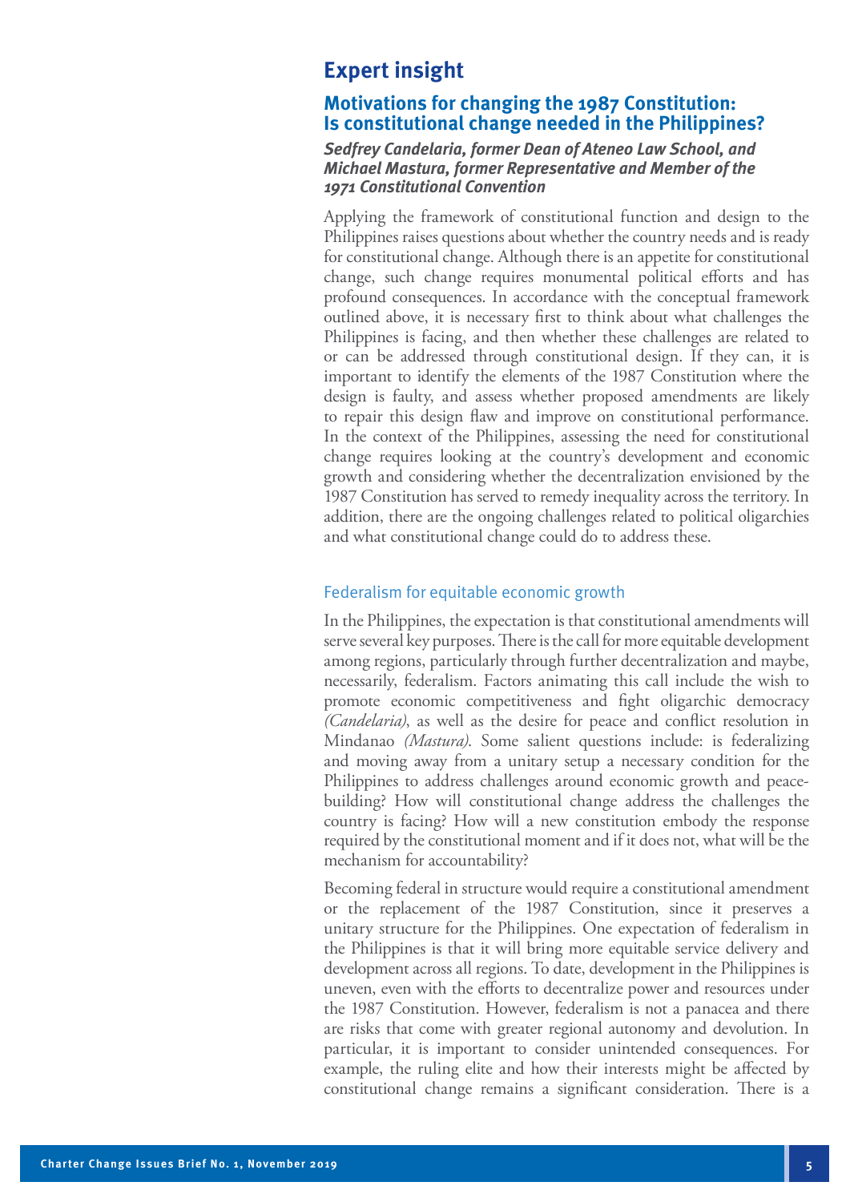## Expert insight

### Motivations for changing the 1987 Constitution: Is constitutional change needed in the Philippines?

***Sedfrey Candelaria, former Dean of Ateneo Law School, and Michael Mastura, former Representative and Member of the 1971 Constitutional Convention***

Applying the framework of constitutional function and design to the Philippines raises questions about whether the country needs and is ready for constitutional change. Although there is an appetite for constitutional change, such change requires monumental political efforts and has profound consequences. In accordance with the conceptual framework outlined above, it is necessary first to think about what challenges the Philippines is facing, and then whether these challenges are related to or can be addressed through constitutional design. If they can, it is important to identify the elements of the 1987 Constitution where the design is faulty, and assess whether proposed amendments are likely to repair this design flaw and improve on constitutional performance. In the context of the Philippines, assessing the need for constitutional change requires looking at the country's development and economic growth and considering whether the decentralization envisioned by the 1987 Constitution has served to remedy inequality across the territory. In addition, there are the ongoing challenges related to political oligarchies and what constitutional change could do to address these.

#### Federalism for equitable economic growth

In the Philippines, the expectation is that constitutional amendments will serve several key purposes. There is the call for more equitable development among regions, particularly through further decentralization and maybe, necessarily, federalism. Factors animating this call include the wish to promote economic competitiveness and fight oligarchic democracy *(Candelaria)*, as well as the desire for peace and conflict resolution in Mindanao *(Mastura)*. Some salient questions include: is federalizing and moving away from a unitary setup a necessary condition for the Philippines to address challenges around economic growth and peace-building? How will constitutional change address the challenges the country is facing? How will a new constitution embody the response required by the constitutional moment and if it does not, what will be the mechanism for accountability?

Becoming federal in structure would require a constitutional amendment or the replacement of the 1987 Constitution, since it preserves a unitary structure for the Philippines. One expectation of federalism in the Philippines is that it will bring more equitable service delivery and development across all regions. To date, development in the Philippines is uneven, even with the efforts to decentralize power and resources under the 1987 Constitution. However, federalism is not a panacea and there are risks that come with greater regional autonomy and devolution. In particular, it is important to consider unintended consequences. For example, the ruling elite and how their interests might be affected by constitutional change remains a significant consideration. There is a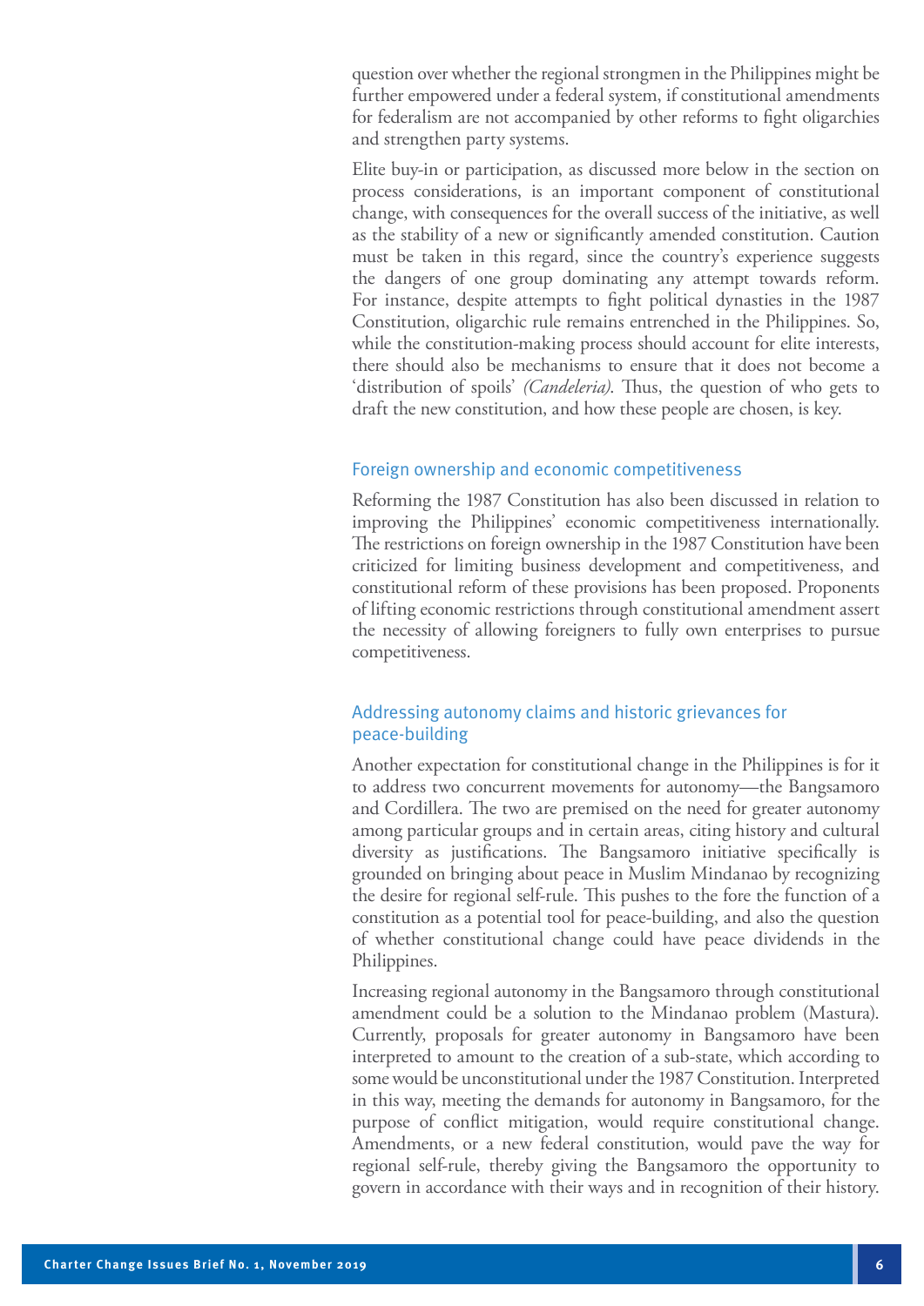question over whether the regional strongmen in the Philippines might be further empowered under a federal system, if constitutional amendments for federalism are not accompanied by other reforms to fight oligarchies and strengthen party systems.

Elite buy-in or participation, as discussed more below in the section on process considerations, is an important component of constitutional change, with consequences for the overall success of the initiative, as well as the stability of a new or significantly amended constitution. Caution must be taken in this regard, since the country's experience suggests the dangers of one group dominating any attempt towards reform. For instance, despite attempts to fight political dynasties in the 1987 Constitution, oligarchic rule remains entrenched in the Philippines. So, while the constitution-making process should account for elite interests, there should also be mechanisms to ensure that it does not become a 'distribution of spoils' *(Candeleria)*. Thus, the question of who gets to draft the new constitution, and how these people are chosen, is key.

### Foreign ownership and economic competitiveness

Reforming the 1987 Constitution has also been discussed in relation to improving the Philippines' economic competitiveness internationally. The restrictions on foreign ownership in the 1987 Constitution have been criticized for limiting business development and competitiveness, and constitutional reform of these provisions has been proposed. Proponents of lifting economic restrictions through constitutional amendment assert the necessity of allowing foreigners to fully own enterprises to pursue competitiveness.

### Addressing autonomy claims and historic grievances for peace-building

Another expectation for constitutional change in the Philippines is for it to address two concurrent movements for autonomy—the Bangsamoro and Cordillera. The two are premised on the need for greater autonomy among particular groups and in certain areas, citing history and cultural diversity as justifications. The Bangsamoro initiative specifically is grounded on bringing about peace in Muslim Mindanao by recognizing the desire for regional self-rule. This pushes to the fore the function of a constitution as a potential tool for peace-building, and also the question of whether constitutional change could have peace dividends in the Philippines.

Increasing regional autonomy in the Bangsamoro through constitutional amendment could be a solution to the Mindanao problem (Mastura). Currently, proposals for greater autonomy in Bangsamoro have been interpreted to amount to the creation of a sub-state, which according to some would be unconstitutional under the 1987 Constitution. Interpreted in this way, meeting the demands for autonomy in Bangsamoro, for the purpose of conflict mitigation, would require constitutional change. Amendments, or a new federal constitution, would pave the way for regional self-rule, thereby giving the Bangsamoro the opportunity to govern in accordance with their ways and in recognition of their history.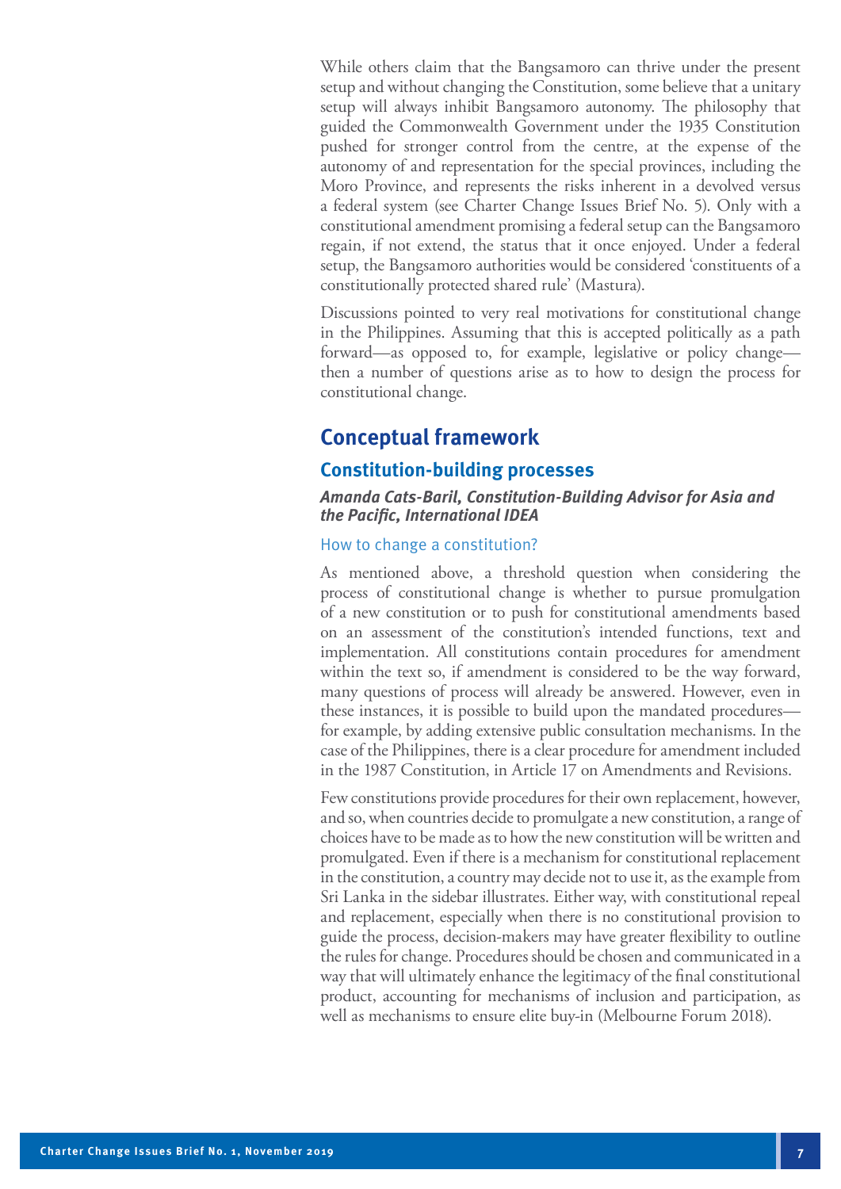While others claim that the Bangsamoro can thrive under the present setup and without changing the Constitution, some believe that a unitary setup will always inhibit Bangsamoro autonomy. The philosophy that guided the Commonwealth Government under the 1935 Constitution pushed for stronger control from the centre, at the expense of the autonomy of and representation for the special provinces, including the Moro Province, and represents the risks inherent in a devolved versus a federal system (see Charter Change Issues Brief No. 5). Only with a constitutional amendment promising a federal setup can the Bangsamoro regain, if not extend, the status that it once enjoyed. Under a federal setup, the Bangsamoro authorities would be considered 'constituents of a constitutionally protected shared rule' (Mastura).

Discussions pointed to very real motivations for constitutional change in the Philippines. Assuming that this is accepted politically as a path forward—as opposed to, for example, legislative or policy change—then a number of questions arise as to how to design the process for constitutional change.

## Conceptual framework

### Constitution-building processes

***Amanda Cats-Baril, Constitution-Building Advisor for Asia and the Pacific, International IDEA***

#### How to change a constitution?

As mentioned above, a threshold question when considering the process of constitutional change is whether to pursue promulgation of a new constitution or to push for constitutional amendments based on an assessment of the constitution's intended functions, text and implementation. All constitutions contain procedures for amendment within the text so, if amendment is considered to be the way forward, many questions of process will already be answered. However, even in these instances, it is possible to build upon the mandated procedures—for example, by adding extensive public consultation mechanisms. In the case of the Philippines, there is a clear procedure for amendment included in the 1987 Constitution, in Article 17 on Amendments and Revisions.

Few constitutions provide procedures for their own replacement, however, and so, when countries decide to promulgate a new constitution, a range of choices have to be made as to how the new constitution will be written and promulgated. Even if there is a mechanism for constitutional replacement in the constitution, a country may decide not to use it, as the example from Sri Lanka in the sidebar illustrates. Either way, with constitutional repeal and replacement, especially when there is no constitutional provision to guide the process, decision-makers may have greater flexibility to outline the rules for change. Procedures should be chosen and communicated in a way that will ultimately enhance the legitimacy of the final constitutional product, accounting for mechanisms of inclusion and participation, as well as mechanisms to ensure elite buy-in (Melbourne Forum 2018).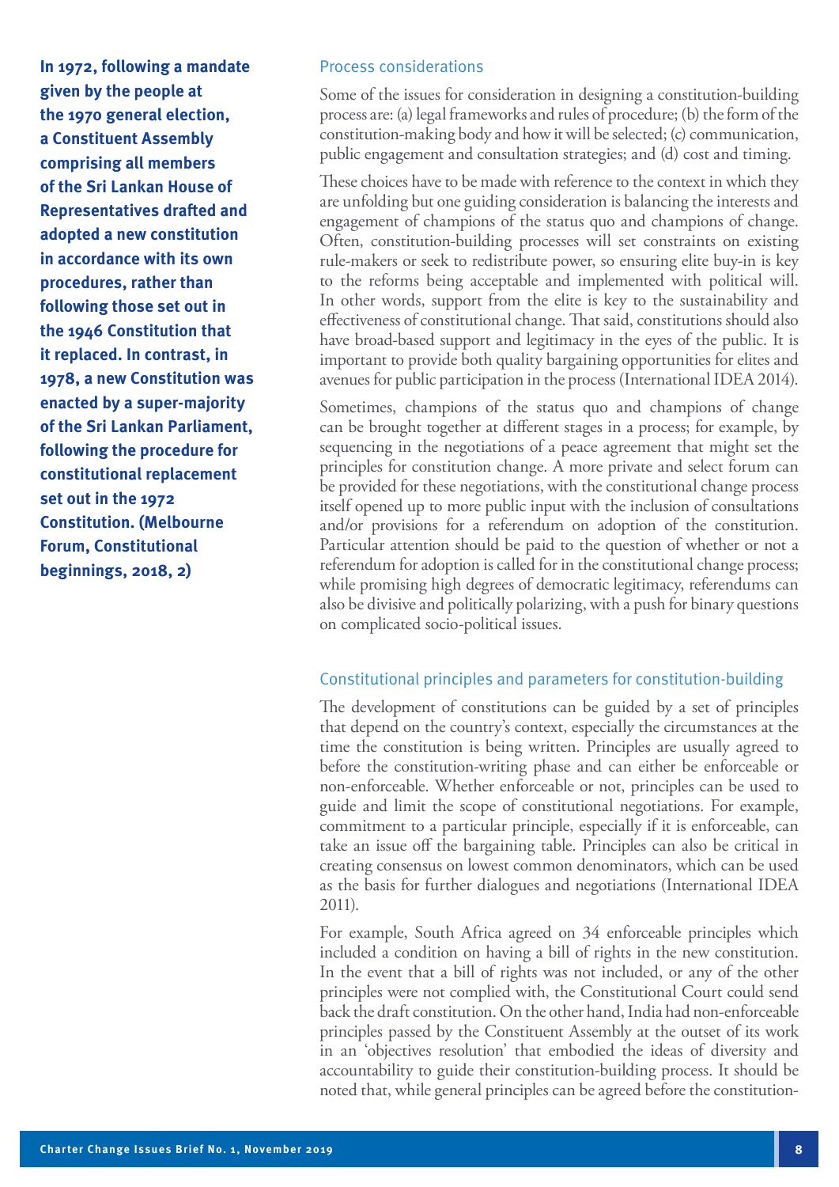**In 1972, following a mandate given by the people at the 1970 general election, a Constituent Assembly comprising all members of the Sri Lankan House of Representatives drafted and adopted a new constitution in accordance with its own procedures, rather than following those set out in the 1946 Constitution that it replaced. In contrast, in 1978, a new Constitution was enacted by a super-majority of the Sri Lankan Parliament, following the procedure for constitutional replacement set out in the 1972 Constitution. (Melbourne Forum, Constitutional beginnings, 2018, 2)**

### Process considerations

Some of the issues for consideration in designing a constitution-building process are: (a) legal frameworks and rules of procedure; (b) the form of the constitution-making body and how it will be selected; (c) communication, public engagement and consultation strategies; and (d) cost and timing.

These choices have to be made with reference to the context in which they are unfolding but one guiding consideration is balancing the interests and engagement of champions of the status quo and champions of change. Often, constitution-building processes will set constraints on existing rule-makers or seek to redistribute power, so ensuring elite buy-in is key to the reforms being acceptable and implemented with political will. In other words, support from the elite is key to the sustainability and effectiveness of constitutional change. That said, constitutions should also have broad-based support and legitimacy in the eyes of the public. It is important to provide both quality bargaining opportunities for elites and avenues for public participation in the process (International IDEA 2014).

Sometimes, champions of the status quo and champions of change can be brought together at different stages in a process; for example, by sequencing in the negotiations of a peace agreement that might set the principles for constitution change. A more private and select forum can be provided for these negotiations, with the constitutional change process itself opened up to more public input with the inclusion of consultations and/or provisions for a referendum on adoption of the constitution. Particular attention should be paid to the question of whether or not a referendum for adoption is called for in the constitutional change process; while promising high degrees of democratic legitimacy, referendums can also be divisive and politically polarizing, with a push for binary questions on complicated socio-political issues.

### Constitutional principles and parameters for constitution-building

The development of constitutions can be guided by a set of principles that depend on the country's context, especially the circumstances at the time the constitution is being written. Principles are usually agreed to before the constitution-writing phase and can either be enforceable or non-enforceable. Whether enforceable or not, principles can be used to guide and limit the scope of constitutional negotiations. For example, commitment to a particular principle, especially if it is enforceable, can take an issue off the bargaining table. Principles can also be critical in creating consensus on lowest common denominators, which can be used as the basis for further dialogues and negotiations (International IDEA 2011).

For example, South Africa agreed on 34 enforceable principles which included a condition on having a bill of rights in the new constitution. In the event that a bill of rights was not included, or any of the other principles were not complied with, the Constitutional Court could send back the draft constitution. On the other hand, India had non-enforceable principles passed by the Constituent Assembly at the outset of its work in an 'objectives resolution' that embodied the ideas of diversity and accountability to guide their constitution-building process. It should be noted that, while general principles can be agreed before the constitution-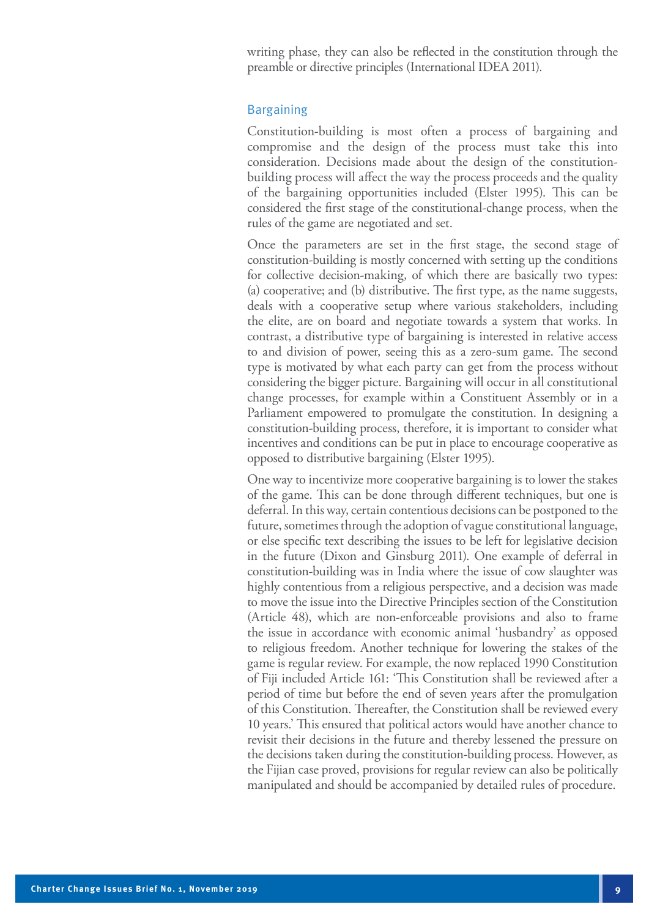writing phase, they can also be reflected in the constitution through the preamble or directive principles (International IDEA 2011).

### Bargaining

Constitution-building is most often a process of bargaining and compromise and the design of the process must take this into consideration. Decisions made about the design of the constitution-building process will affect the way the process proceeds and the quality of the bargaining opportunities included (Elster 1995). This can be considered the first stage of the constitutional-change process, when the rules of the game are negotiated and set.

Once the parameters are set in the first stage, the second stage of constitution-building is mostly concerned with setting up the conditions for collective decision-making, of which there are basically two types: (a) cooperative; and (b) distributive. The first type, as the name suggests, deals with a cooperative setup where various stakeholders, including the elite, are on board and negotiate towards a system that works. In contrast, a distributive type of bargaining is interested in relative access to and division of power, seeing this as a zero-sum game. The second type is motivated by what each party can get from the process without considering the bigger picture. Bargaining will occur in all constitutional change processes, for example within a Constituent Assembly or in a Parliament empowered to promulgate the constitution. In designing a constitution-building process, therefore, it is important to consider what incentives and conditions can be put in place to encourage cooperative as opposed to distributive bargaining (Elster 1995).

One way to incentivize more cooperative bargaining is to lower the stakes of the game. This can be done through different techniques, but one is deferral. In this way, certain contentious decisions can be postponed to the future, sometimes through the adoption of vague constitutional language, or else specific text describing the issues to be left for legislative decision in the future (Dixon and Ginsburg 2011). One example of deferral in constitution-building was in India where the issue of cow slaughter was highly contentious from a religious perspective, and a decision was made to move the issue into the Directive Principles section of the Constitution (Article 48), which are non-enforceable provisions and also to frame the issue in accordance with economic animal 'husbandry' as opposed to religious freedom. Another technique for lowering the stakes of the game is regular review. For example, the now replaced 1990 Constitution of Fiji included Article 161: 'This Constitution shall be reviewed after a period of time but before the end of seven years after the promulgation of this Constitution. Thereafter, the Constitution shall be reviewed every 10 years.' This ensured that political actors would have another chance to revisit their decisions in the future and thereby lessened the pressure on the decisions taken during the constitution-building process. However, as the Fijian case proved, provisions for regular review can also be politically manipulated and should be accompanied by detailed rules of procedure.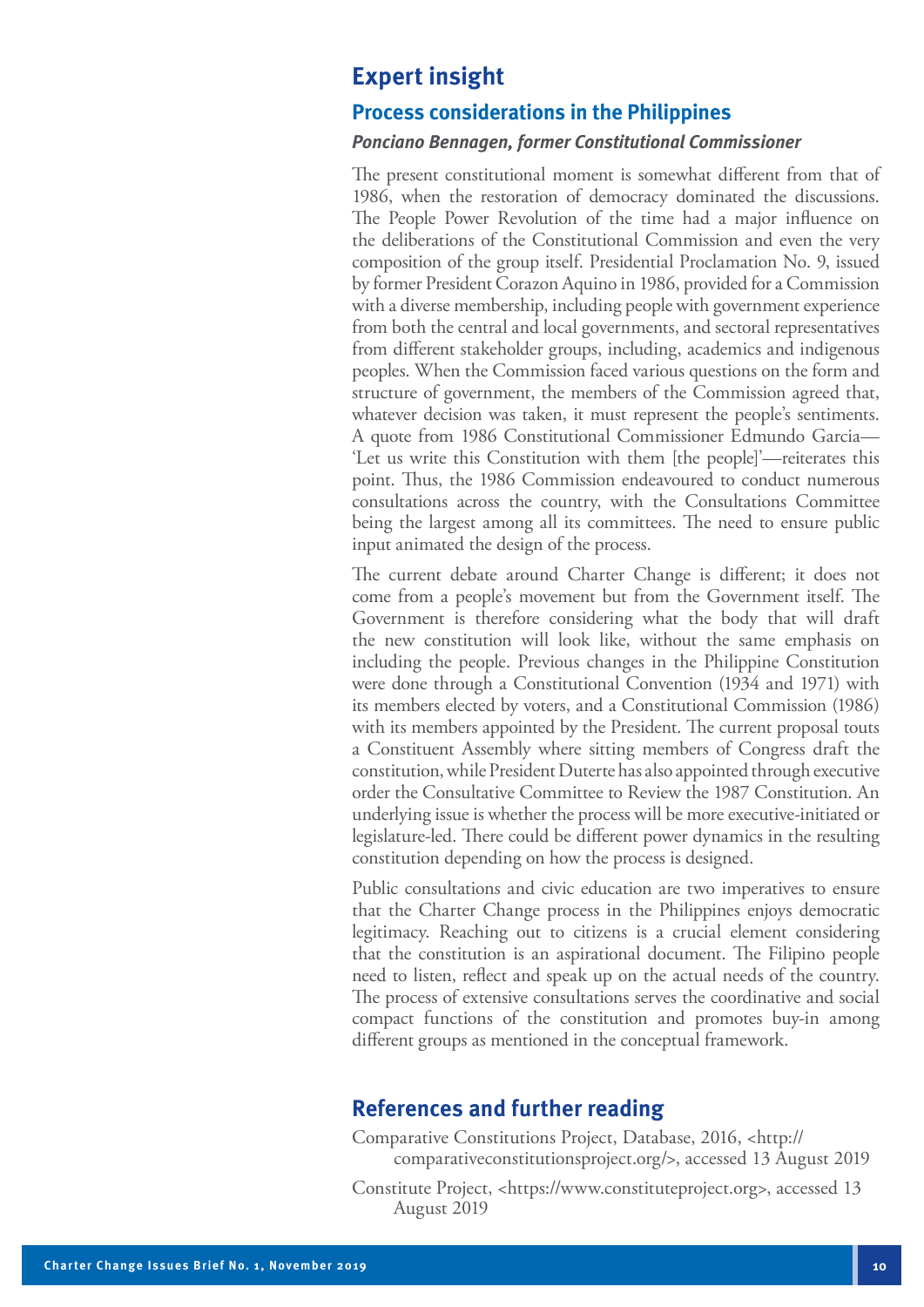## Expert insight

### Process considerations in the Philippines

***Ponciano Bennagen, former Constitutional Commissioner***

The present constitutional moment is somewhat different from that of 1986, when the restoration of democracy dominated the discussions. The People Power Revolution of the time had a major influence on the deliberations of the Constitutional Commission and even the very composition of the group itself. Presidential Proclamation No. 9, issued by former President Corazon Aquino in 1986, provided for a Commission with a diverse membership, including people with government experience from both the central and local governments, and sectoral representatives from different stakeholder groups, including, academics and indigenous peoples. When the Commission faced various questions on the form and structure of government, the members of the Commission agreed that, whatever decision was taken, it must represent the people's sentiments. A quote from 1986 Constitutional Commissioner Edmundo Garcia—'Let us write this Constitution with them [the people]'—reiterates this point. Thus, the 1986 Commission endeavoured to conduct numerous consultations across the country, with the Consultations Committee being the largest among all its committees. The need to ensure public input animated the design of the process.

The current debate around Charter Change is different; it does not come from a people's movement but from the Government itself. The Government is therefore considering what the body that will draft the new constitution will look like, without the same emphasis on including the people. Previous changes in the Philippine Constitution were done through a Constitutional Convention (1934 and 1971) with its members elected by voters, and a Constitutional Commission (1986) with its members appointed by the President. The current proposal touts a Constituent Assembly where sitting members of Congress draft the constitution, while President Duterte has also appointed through executive order the Consultative Committee to Review the 1987 Constitution. An underlying issue is whether the process will be more executive-initiated or legislature-led. There could be different power dynamics in the resulting constitution depending on how the process is designed.

Public consultations and civic education are two imperatives to ensure that the Charter Change process in the Philippines enjoys democratic legitimacy. Reaching out to citizens is a crucial element considering that the constitution is an aspirational document. The Filipino people need to listen, reflect and speak up on the actual needs of the country. The process of extensive consultations serves the coordinative and social compact functions of the constitution and promotes buy-in among different groups as mentioned in the conceptual framework.

## References and further reading

Comparative Constitutions Project, Database, 2016, <http://comparativeconstitutionsproject.org/>, accessed 13 August 2019

Constitute Project, <https://www.constituteproject.org>, accessed 13 August 2019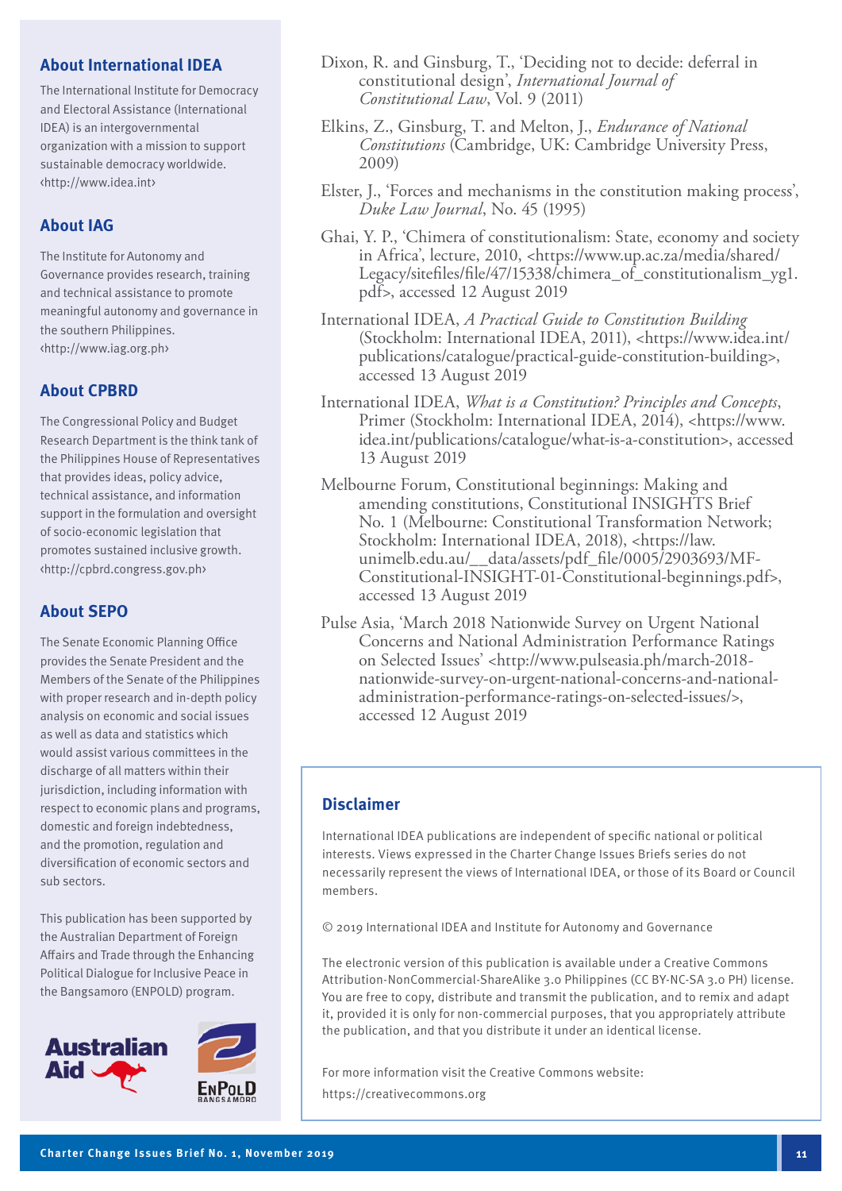Dixon, R. and Ginsburg, T., 'Deciding not to decide: deferral in constitutional design', *International Journal of Constitutional Law*, Vol. 9 (2011)

Elkins, Z., Ginsburg, T. and Melton, J., *Endurance of National Constitutions* (Cambridge, UK: Cambridge University Press, 2009)

Elster, J., 'Forces and mechanisms in the constitution making process', *Duke Law Journal*, No. 45 (1995)

Ghai, Y. P., 'Chimera of constitutionalism: State, economy and society in Africa', lecture, 2010, <https://www.up.ac.za/media/shared/Legacy/sitefiles/file/47/15338/chimera_of_constitutionalism_yg1.pdf>, accessed 12 August 2019

International IDEA, *A Practical Guide to Constitution Building* (Stockholm: International IDEA, 2011), <https://www.idea.int/publications/catalogue/practical-guide-constitution-building>, accessed 13 August 2019

International IDEA, *What is a Constitution? Principles and Concepts*, Primer (Stockholm: International IDEA, 2014), <https://www.idea.int/publications/catalogue/what-is-a-constitution>, accessed 13 August 2019

Melbourne Forum, Constitutional beginnings: Making and amending constitutions, Constitutional INSIGHTS Brief No. 1 (Melbourne: Constitutional Transformation Network; Stockholm: International IDEA, 2018), <https://law.unimelb.edu.au/__data/assets/pdf_file/0005/2903693/MF-Constitutional-INSIGHT-01-Constitutional-beginnings.pdf>, accessed 13 August 2019

Pulse Asia, 'March 2018 Nationwide Survey on Urgent National Concerns and National Administration Performance Ratings on Selected Issues' <http://www.pulseasia.ph/march-2018-nationwide-survey-on-urgent-national-concerns-and-national-administration-performance-ratings-on-selected-issues/>, accessed 12 August 2019

## About International IDEA

The International Institute for Democracy and Electoral Assistance (International IDEA) is an intergovernmental organization with a mission to support sustainable democracy worldwide. ‹http://www.idea.int›

## About IAG

The Institute for Autonomy and Governance provides research, training and technical assistance to promote meaningful autonomy and governance in the southern Philippines. ‹http://www.iag.org.ph›

## About CPBRD

The Congressional Policy and Budget Research Department is the think tank of the Philippines House of Representatives that provides ideas, policy advice, technical assistance, and information support in the formulation and oversight of socio-economic legislation that promotes sustained inclusive growth. ‹http://cpbrd.congress.gov.ph›

## About SEPO

The Senate Economic Planning Office provides the Senate President and the Members of the Senate of the Philippines with proper research and in-depth policy analysis on economic and social issues as well as data and statistics which would assist various committees in the discharge of all matters within their jurisdiction, including information with respect to economic plans and programs, domestic and foreign indebtedness, and the promotion, regulation and diversification of economic sectors and sub sectors.

This publication has been supported by the Australian Department of Foreign Affairs and Trade through the Enhancing Political Dialogue for Inclusive Peace in the Bangsamoro (ENPOLD) program.

Australian Aid

ENPOLD BANGSAMORO

## Disclaimer

International IDEA publications are independent of specific national or political interests. Views expressed in the Charter Change Issues Briefs series do not necessarily represent the views of International IDEA, or those of its Board or Council members.

© 2019 International IDEA and Institute for Autonomy and Governance

The electronic version of this publication is available under a Creative Commons Attribution-NonCommercial-ShareAlike 3.0 Philippines (CC BY-NC-SA 3.0 PH) license. You are free to copy, distribute and transmit the publication, and to remix and adapt it, provided it is only for non-commercial purposes, that you appropriately attribute the publication, and that you distribute it under an identical license.

For more information visit the Creative Commons website: https://creativecommons.org